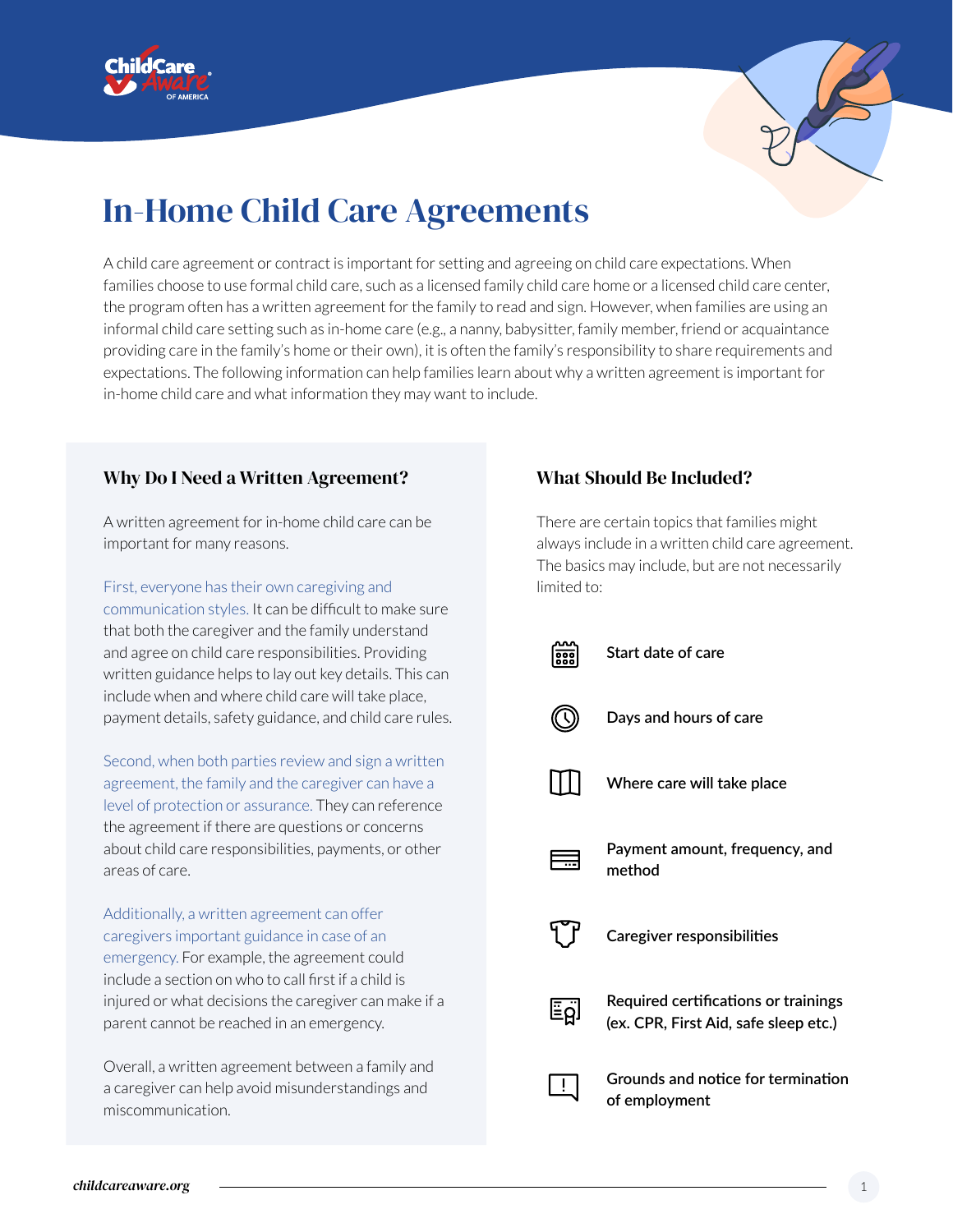# In-Home Child Care Agreements

A child care agreement or contract is important for setting and agreeing on child care expectations. When families choose to use formal child care, such as a licensed family child care home or a licensed child care center, the program often has a written agreement for the family to read and sign. However, when families are using an informal child care setting such as in-home care (e.g., a nanny, babysitter, family member, friend or acquaintance providing care in the family's home or their own), it is often the family's responsibility to share requirements and expectations. The following information can help families learn about why a written agreement is important for in-home child care and what information they may want to include.

## Why Do I Need a Written Agreement?

A written agreement for in-home child care can be important for many reasons.

First, everyone has their own caregiving and communication styles. It can be difficult to make sure that both the caregiver and the family understand and agree on child care responsibilities. Providing written guidance helps to lay out key details. This can include when and where child care will take place, payment details, safety guidance, and child care rules.

Second, when both parties review and sign a written agreement, the family and the caregiver can have a level of protection or assurance. They can reference the agreement if there are questions or concerns about child care responsibilities, payments, or other areas of care.

Additionally, a written agreement can offer caregivers important guidance in case of an emergency. For example, the agreement could include a section on who to call first if a child is injured or what decisions the caregiver can make if a parent cannot be reached in an emergency.

Overall, a written agreement between a family and a caregiver can help avoid misunderstandings and miscommunication.

## What Should Be Included?

There are certain topics that families might always include in a written child care agreement. The basics may include, but are not necessarily limited to:

- **Start date of care**
- **Days and hours of care**
- **Where care will take place**
- **Payment amount, frequency, and method**
- **Caregiver responsibilities**
- **Required certifications or trainings (ex. CPR, First Aid, safe sleep etc.)**
- **Grounds and notice for termination of employment**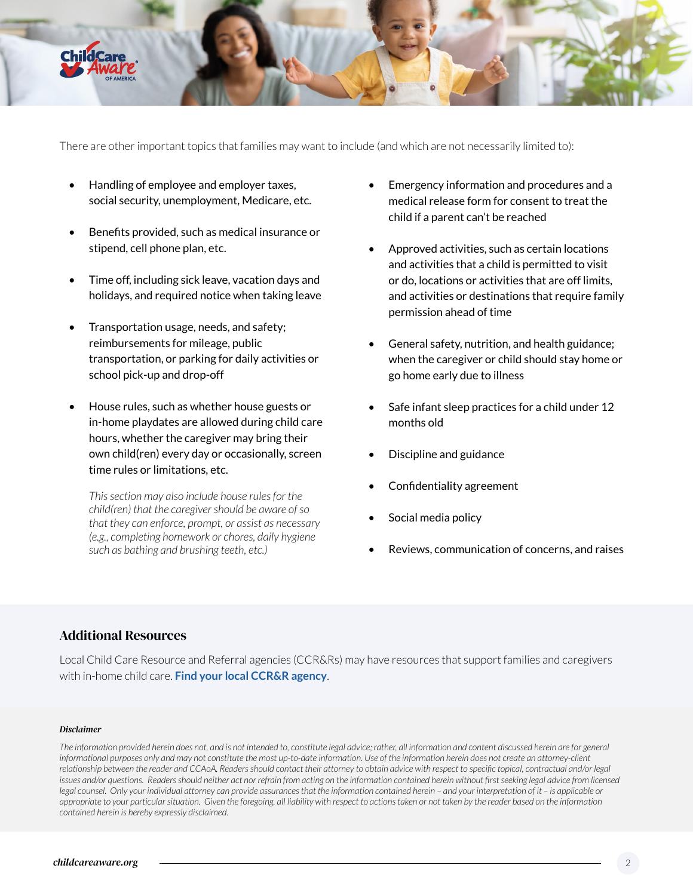There are other important topics that families may want to include (and which are not necessarily limited to):

- Handling of employee and employer taxes, social security, unemployment, Medicare, etc.
- Benefits provided, such as medical insurance or stipend, cell phone plan, etc.
- Time off, including sick leave, vacation days and holidays, and required notice when taking leave
- Transportation usage, needs, and safety; reimbursements for mileage, public transportation, or parking for daily activities or school pick-up and drop-off
- House rules, such as whether house guests or in-home playdates are allowed during child care hours, whether the caregiver may bring their own child(ren) every day or occasionally, screen time rules or limitations, etc.

  *This section may also include house rules for the child(ren) that the caregiver should be aware of so that they can enforce, prompt, or assist as necessary (e.g., completing homework or chores, daily hygiene such as bathing and brushing teeth, etc.)*

- Emergency information and procedures and a medical release form for consent to treat the child if a parent can't be reached
- Approved activities, such as certain locations and activities that a child is permitted to visit or do, locations or activities that are off limits, and activities or destinations that require family permission ahead of time
- General safety, nutrition, and health guidance; when the caregiver or child should stay home or go home early due to illness
- Safe infant sleep practices for a child under 12 months old
- Discipline and guidance
- Confidentiality agreement
- Social media policy
- Reviews, communication of concerns, and raises

## Additional Resources

Local Child Care Resource and Referral agencies (CCR&Rs) may have resources that support families and caregivers with in-home child care. **Find your local CCR&R agency**.

***Disclaimer***

*The information provided herein does not, and is not intended to, constitute legal advice; rather, all information and content discussed herein are for general informational purposes only and may not constitute the most up-to-date information. Use of the information herein does not create an attorney-client relationship between the reader and CCAoA. Readers should contact their attorney to obtain advice with respect to specific topical, contractual and/or legal issues and/or questions. Readers should neither act nor refrain from acting on the information contained herein without first seeking legal advice from licensed legal counsel. Only your individual attorney can provide assurances that the information contained herein – and your interpretation of it – is applicable or appropriate to your particular situation. Given the foregoing, all liability with respect to actions taken or not taken by the reader based on the information contained herein is hereby expressly disclaimed.*